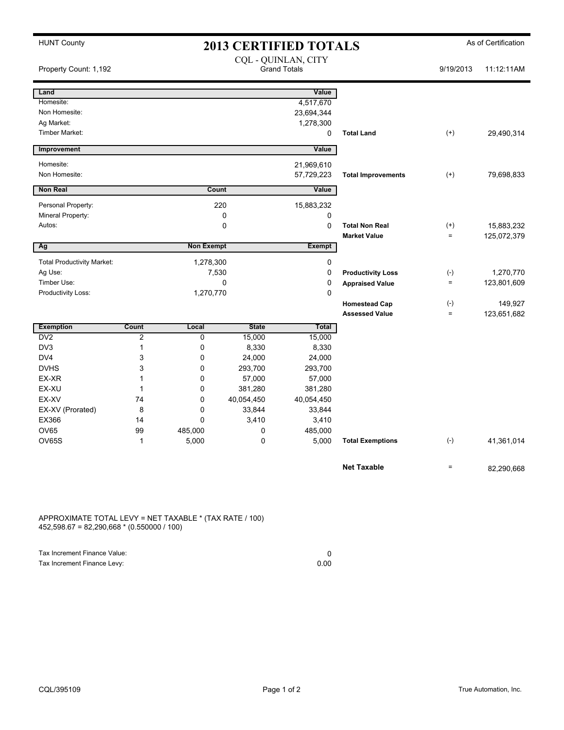HUNT County

# 2013 CERTIFIED TOTALS

As of Certification

Property Count: 1,192

CQL - QUINLAN, CITY
Grand Totals

9/19/2013 11:12:11AM

| Land | | Value | | | |
|---|---|---|---|---|---|
| Homesite: | | 4,517,670 | | | |
| Non Homesite: | | 23,694,344 | | | |
| Ag Market: | | 1,278,300 | | | |
| Timber Market: | | 0 | **Total Land** | (+) | 29,490,314 |

| Improvement | | Value | | | |
|---|---|---|---|---|---|
| Homesite: | | 21,969,610 | | | |
| Non Homesite: | | 57,729,223 | **Total Improvements** | (+) | 79,698,833 |

| Non Real | Count | Value | | | |
|---|---|---|---|---|---|
| Personal Property: | 220 | 15,883,232 | | | |
| Mineral Property: | 0 | 0 | | | |
| Autos: | 0 | 0 | **Total Non Real** | (+) | 15,883,232 |
| | | | **Market Value** | = | 125,072,379 |

| Ag | Non Exempt | Exempt | | | |
|---|---|---|---|---|---|
| Total Productivity Market: | 1,278,300 | 0 | | | |
| Ag Use: | 7,530 | 0 | **Productivity Loss** | (-) | 1,270,770 |
| Timber Use: | 0 | 0 | **Appraised Value** | = | 123,801,609 |
| Productivity Loss: | 1,270,770 | 0 | | | |
| | | | **Homestead Cap** | (-) | 149,927 |
| | | | **Assessed Value** | = | 123,651,682 |

| Exemption | Count | Local | State | Total | | | |
|---|---|---|---|---|---|---|---|
| DV2 | 2 | 0 | 15,000 | 15,000 | | | |
| DV3 | 1 | 0 | 8,330 | 8,330 | | | |
| DV4 | 3 | 0 | 24,000 | 24,000 | | | |
| DVHS | 3 | 0 | 293,700 | 293,700 | | | |
| EX-XR | 1 | 0 | 57,000 | 57,000 | | | |
| EX-XU | 1 | 0 | 381,280 | 381,280 | | | |
| EX-XV | 74 | 0 | 40,054,450 | 40,054,450 | | | |
| EX-XV (Prorated) | 8 | 0 | 33,844 | 33,844 | | | |
| EX366 | 14 | 0 | 3,410 | 3,410 | | | |
| OV65 | 99 | 485,000 | 0 | 485,000 | | | |
| OV65S | 1 | 5,000 | 0 | 5,000 | **Total Exemptions** | (-) | 41,361,014 |

| | | |
|---|---|---|
| **Net Taxable** | = | 82,290,668 |

APPROXIMATE TOTAL LEVY = NET TAXABLE * (TAX RATE / 100)
452,598.67 = 82,290,668 * (0.550000 / 100)

| | |
|---|---|
| Tax Increment Finance Value: | 0 |
| Tax Increment Finance Levy: | 0.00 |

CQL/395109

True Automation, Inc.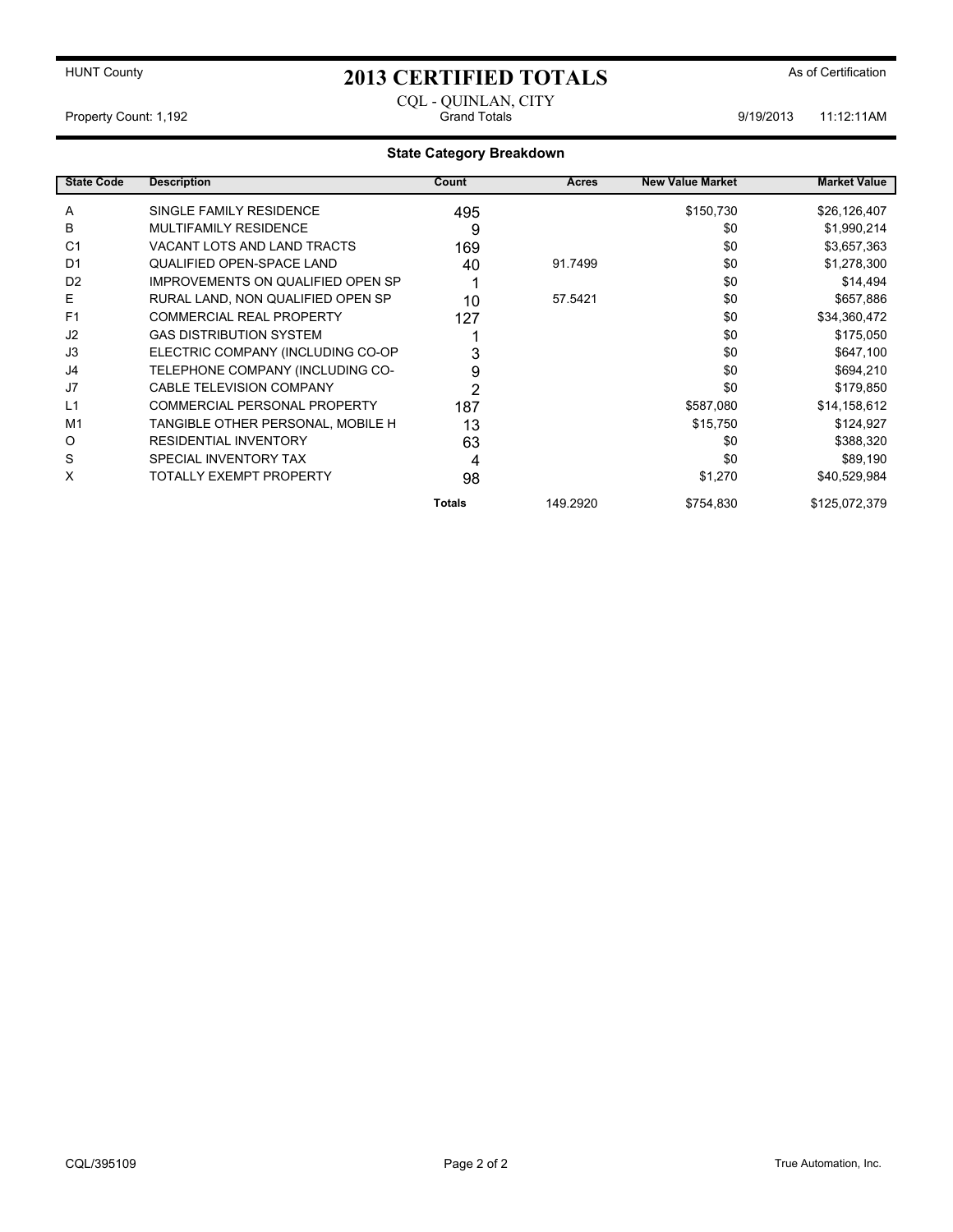HUNT County

# 2013 CERTIFIED TOTALS

As of Certification

CQL - QUINLAN, CITY
Grand Totals

Property Count: 1,192

9/19/2013 11:12:11AM

## State Category Breakdown

| State Code | Description | Count | Acres | New Value Market | Market Value |
|---|---|---|---|---|---|
| A | SINGLE FAMILY RESIDENCE | 495 | | $150,730 | $26,126,407 |
| B | MULTIFAMILY RESIDENCE | 9 | | $0 | $1,990,214 |
| C1 | VACANT LOTS AND LAND TRACTS | 169 | | $0 | $3,657,363 |
| D1 | QUALIFIED OPEN-SPACE LAND | 40 | 91.7499 | $0 | $1,278,300 |
| D2 | IMPROVEMENTS ON QUALIFIED OPEN SP | 1 | | $0 | $14,494 |
| E | RURAL LAND, NON QUALIFIED OPEN SP | 10 | 57.5421 | $0 | $657,886 |
| F1 | COMMERCIAL REAL PROPERTY | 127 | | $0 | $34,360,472 |
| J2 | GAS DISTRIBUTION SYSTEM | 1 | | $0 | $175,050 |
| J3 | ELECTRIC COMPANY (INCLUDING CO-OP | 3 | | $0 | $647,100 |
| J4 | TELEPHONE COMPANY (INCLUDING CO- | 9 | | $0 | $694,210 |
| J7 | CABLE TELEVISION COMPANY | 2 | | $0 | $179,850 |
| L1 | COMMERCIAL PERSONAL PROPERTY | 187 | | $587,080 | $14,158,612 |
| M1 | TANGIBLE OTHER PERSONAL, MOBILE H | 13 | | $15,750 | $124,927 |
| O | RESIDENTIAL INVENTORY | 63 | | $0 | $388,320 |
| S | SPECIAL INVENTORY TAX | 4 | | $0 | $89,190 |
| X | TOTALLY EXEMPT PROPERTY | 98 | | $1,270 | $40,529,984 |
| | | **Totals** | 149.2920 | $754,830 | $125,072,379 |

CQL/395109

True Automation, Inc.